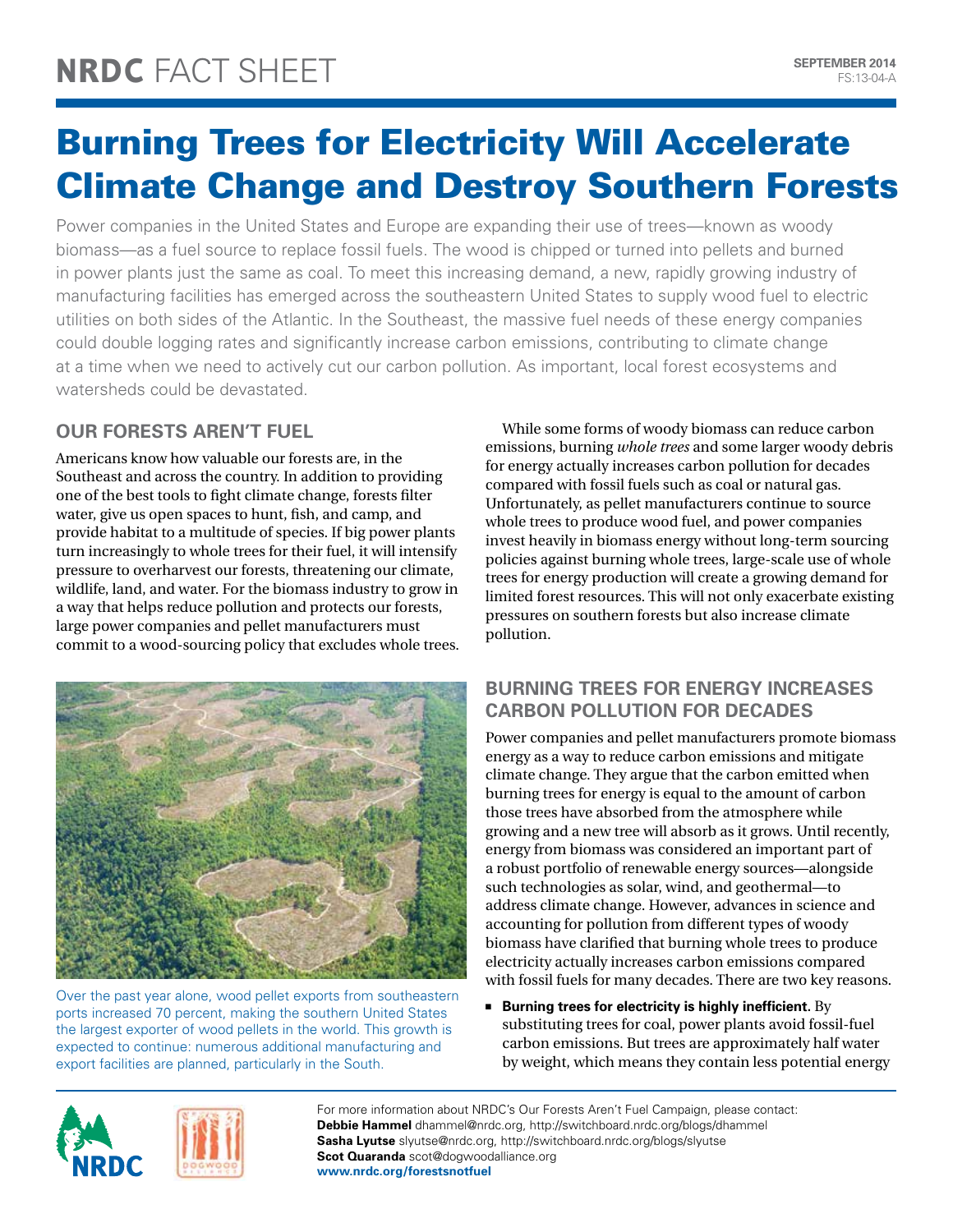# NRDC FACT SHEET

**SEPTEMBER 2014**
FS:13-04-A

# Burning Trees for Electricity Will Accelerate Climate Change and Destroy Southern Forests

Power companies in the United States and Europe are expanding their use of trees—known as woody biomass—as a fuel source to replace fossil fuels. The wood is chipped or turned into pellets and burned in power plants just the same as coal. To meet this increasing demand, a new, rapidly growing industry of manufacturing facilities has emerged across the southeastern United States to supply wood fuel to electric utilities on both sides of the Atlantic. In the Southeast, the massive fuel needs of these energy companies could double logging rates and significantly increase carbon emissions, contributing to climate change at a time when we need to actively cut our carbon pollution. As important, local forest ecosystems and watersheds could be devastated.

## OUR FORESTS AREN'T FUEL

Americans know how valuable our forests are, in the Southeast and across the country. In addition to providing one of the best tools to fight climate change, forests filter water, give us open spaces to hunt, fish, and camp, and provide habitat to a multitude of species. If big power plants turn increasingly to whole trees for their fuel, it will intensify pressure to overharvest our forests, threatening our climate, wildlife, land, and water. For the biomass industry to grow in a way that helps reduce pollution and protects our forests, large power companies and pellet manufacturers must commit to a wood-sourcing policy that excludes whole trees.

Over the past year alone, wood pellet exports from southeastern ports increased 70 percent, making the southern United States the largest exporter of wood pellets in the world. This growth is expected to continue: numerous additional manufacturing and export facilities are planned, particularly in the South.

While some forms of woody biomass can reduce carbon emissions, burning *whole trees* and some larger woody debris for energy actually increases carbon pollution for decades compared with fossil fuels such as coal or natural gas. Unfortunately, as pellet manufacturers continue to source whole trees to produce wood fuel, and power companies invest heavily in biomass energy without long-term sourcing policies against burning whole trees, large-scale use of whole trees for energy production will create a growing demand for limited forest resources. This will not only exacerbate existing pressures on southern forests but also increase climate pollution.

## BURNING TREES FOR ENERGY INCREASES CARBON POLLUTION FOR DECADES

Power companies and pellet manufacturers promote biomass energy as a way to reduce carbon emissions and mitigate climate change. They argue that the carbon emitted when burning trees for energy is equal to the amount of carbon those trees have absorbed from the atmosphere while growing and a new tree will absorb as it grows. Until recently, energy from biomass was considered an important part of a robust portfolio of renewable energy sources—alongside such technologies as solar, wind, and geothermal—to address climate change. However, advances in science and accounting for pollution from different types of woody biomass have clarified that burning whole trees to produce electricity actually increases carbon emissions compared with fossil fuels for many decades. There are two key reasons.

- **Burning trees for electricity is highly inefficient.** By substituting trees for coal, power plants avoid fossil-fuel carbon emissions. But trees are approximately half water by weight, which means they contain less potential energy

For more information about NRDC's Our Forests Aren't Fuel Campaign, please contact:
**Debbie Hammel** dhammel@nrdc.org, http://switchboard.nrdc.org/blogs/dhammel
**Sasha Lyutse** slyutse@nrdc.org, http://switchboard.nrdc.org/blogs/slyutse
**Scot Quaranda** scot@dogwoodalliance.org
**www.nrdc.org/forestsnotfuel**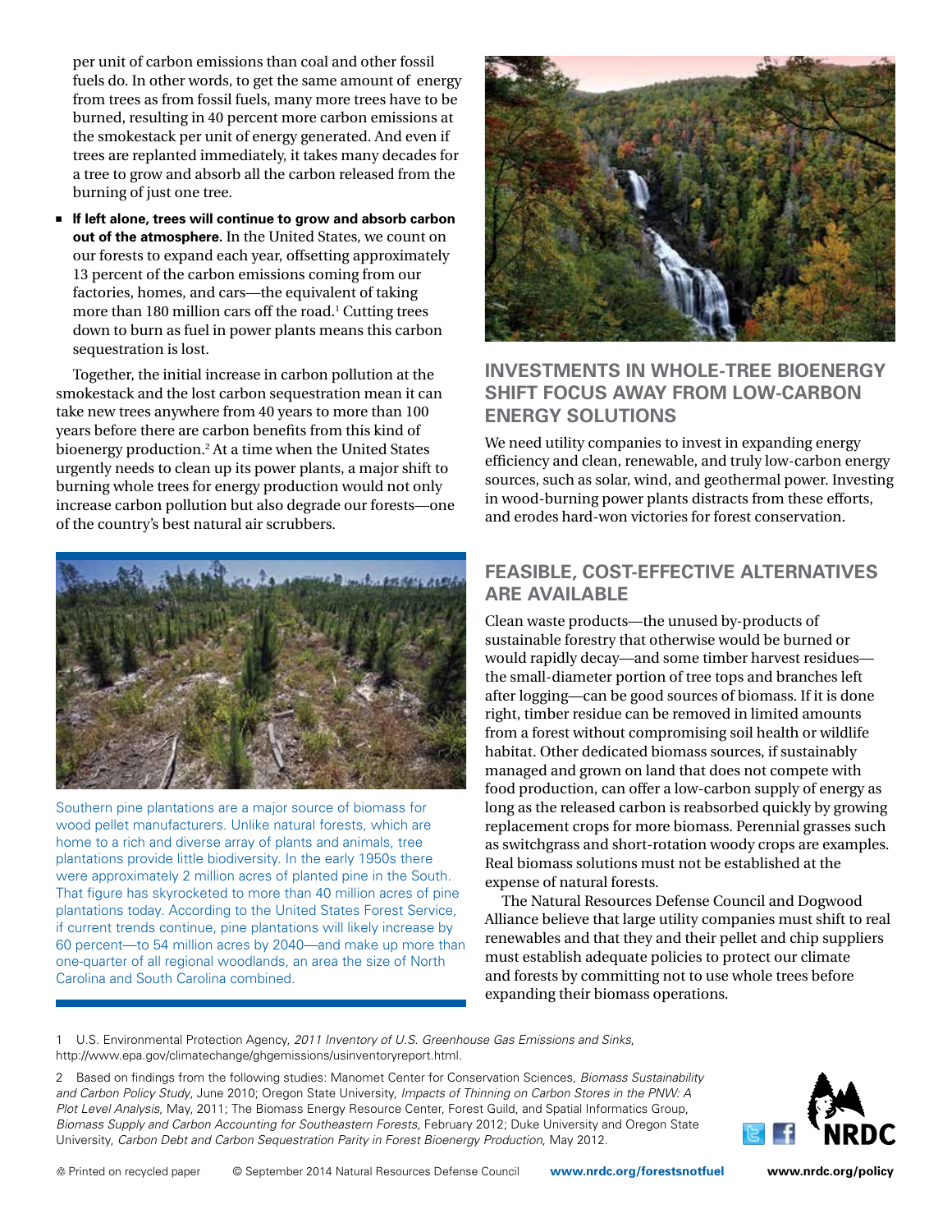per unit of carbon emissions than coal and other fossil fuels do. In other words, to get the same amount of energy from trees as from fossil fuels, many more trees have to be burned, resulting in 40 percent more carbon emissions at the smokestack per unit of energy generated. And even if trees are replanted immediately, it takes many decades for a tree to grow and absorb all the carbon released from the burning of just one tree.

- **If left alone, trees will continue to grow and absorb carbon out of the atmosphere.** In the United States, we count on our forests to expand each year, offsetting approximately 13 percent of the carbon emissions coming from our factories, homes, and cars—the equivalent of taking more than 180 million cars off the road.[1] Cutting trees down to burn as fuel in power plants means this carbon sequestration is lost.

Together, the initial increase in carbon pollution at the smokestack and the lost carbon sequestration mean it can take new trees anywhere from 40 years to more than 100 years before there are carbon benefits from this kind of bioenergy production.[2] At a time when the United States urgently needs to clean up its power plants, a major shift to burning whole trees for energy production would not only increase carbon pollution but also degrade our forests—one of the country's best natural air scrubbers.

Southern pine plantations are a major source of biomass for wood pellet manufacturers. Unlike natural forests, which are home to a rich and diverse array of plants and animals, tree plantations provide little biodiversity. In the early 1950s there were approximately 2 million acres of planted pine in the South. That figure has skyrocketed to more than 40 million acres of pine plantations today. According to the United States Forest Service, if current trends continue, pine plantations will likely increase by 60 percent—to 54 million acres by 2040—and make up more than one-quarter of all regional woodlands, an area the size of North Carolina and South Carolina combined.

## INVESTMENTS IN WHOLE-TREE BIOENERGY SHIFT FOCUS AWAY FROM LOW-CARBON ENERGY SOLUTIONS

We need utility companies to invest in expanding energy efficiency and clean, renewable, and truly low-carbon energy sources, such as solar, wind, and geothermal power. Investing in wood-burning power plants distracts from these efforts, and erodes hard-won victories for forest conservation.

## FEASIBLE, COST-EFFECTIVE ALTERNATIVES ARE AVAILABLE

Clean waste products—the unused by-products of sustainable forestry that otherwise would be burned or would rapidly decay—and some timber harvest residues—the small-diameter portion of tree tops and branches left after logging—can be good sources of biomass. If it is done right, timber residue can be removed in limited amounts from a forest without compromising soil health or wildlife habitat. Other dedicated biomass sources, if sustainably managed and grown on land that does not compete with food production, can offer a low-carbon supply of energy as long as the released carbon is reabsorbed quickly by growing replacement crops for more biomass. Perennial grasses such as switchgrass and short-rotation woody crops are examples. Real biomass solutions must not be established at the expense of natural forests.

The Natural Resources Defense Council and Dogwood Alliance believe that large utility companies must shift to real renewables and that they and their pellet and chip suppliers must establish adequate policies to protect our climate and forests by committing not to use whole trees before expanding their biomass operations.

1 U.S. Environmental Protection Agency, *2011 Inventory of U.S. Greenhouse Gas Emissions and Sinks*, http://www.epa.gov/climatechange/ghgemissions/usinventoryreport.html.

2 Based on findings from the following studies: Manomet Center for Conservation Sciences, *Biomass Sustainability and Carbon Policy Study*, June 2010; Oregon State University, *Impacts of Thinning on Carbon Stores in the PNW: A Plot Level Analysis*, May, 2011; The Biomass Energy Resource Center, Forest Guild, and Spatial Informatics Group, *Biomass Supply and Carbon Accounting for Southeastern Forests*, February 2012; Duke University and Oregon State University, *Carbon Debt and Carbon Sequestration Parity in Forest Bioenergy Production*, May 2012.

NRDC

Printed on recycled paper © September 2014 Natural Resources Defense Council **www.nrdc.org/forestsnotfuel** **www.nrdc.org/policy**